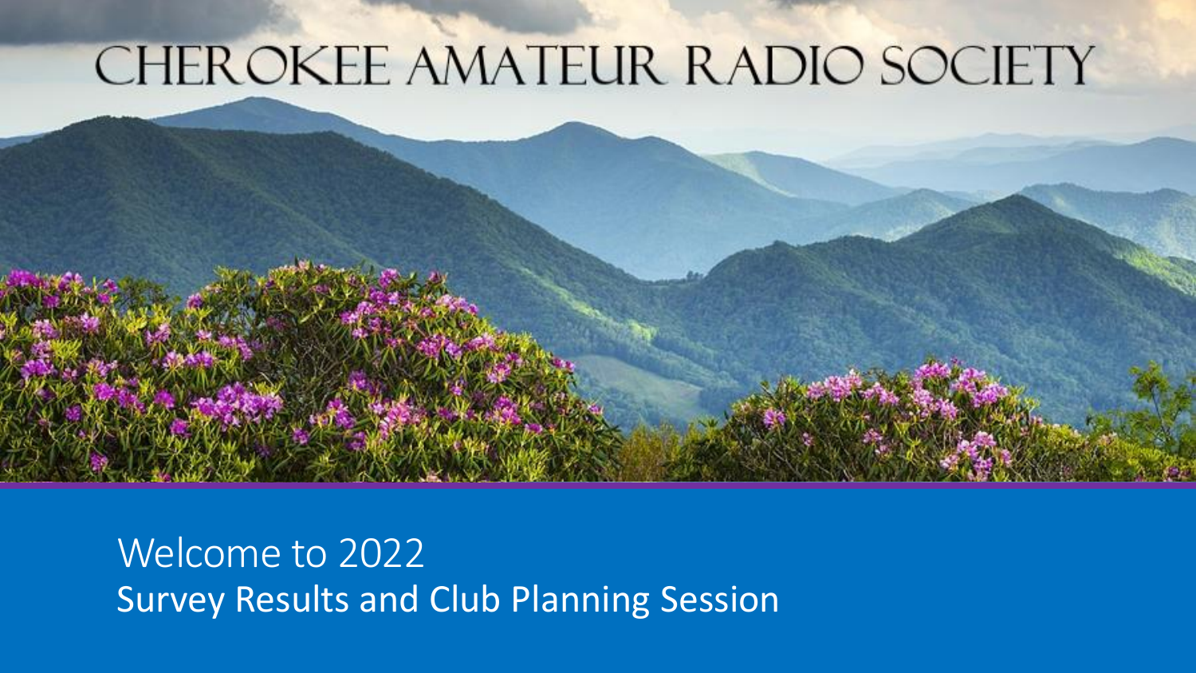# CHEROKEE AMATEUR RADIO SOCIETY

Welcome to 2022

Survey Results and Club Planning Session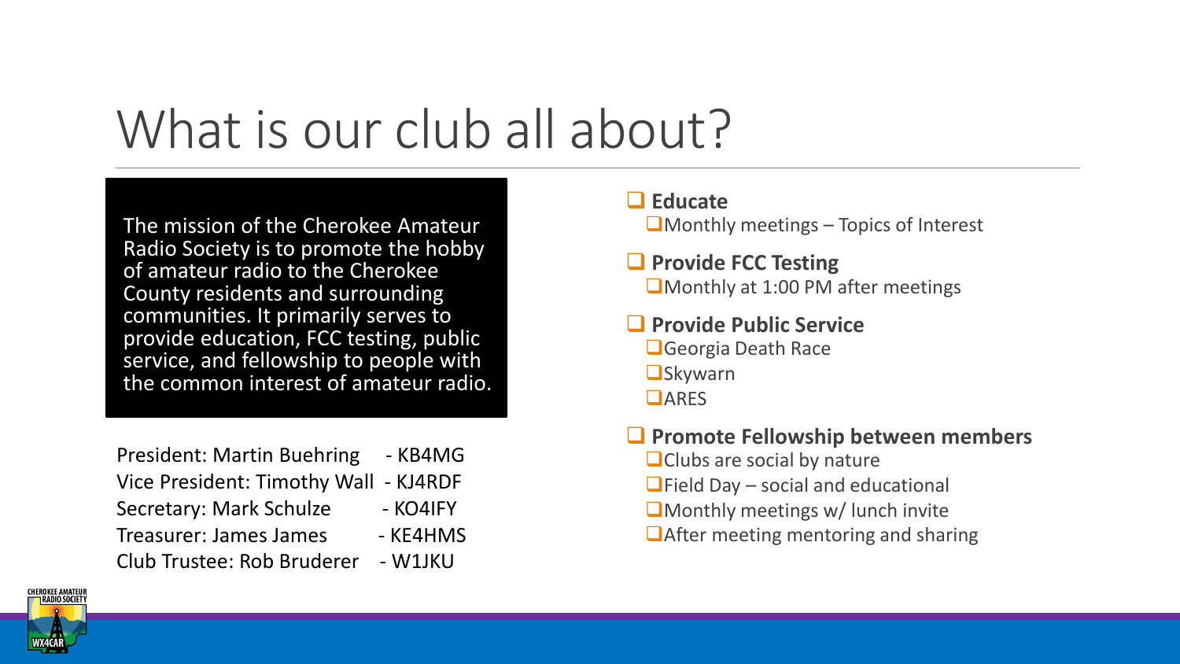# What is our club all about?

The mission of the Cherokee Amateur Radio Society is to promote the hobby of amateur radio to the Cherokee County residents and surrounding communities. It primarily serves to provide education, FCC testing, public service, and fellowship to people with the common interest of amateur radio.

President: Martin Buehring - KB4MG
Vice President: Timothy Wall - KJ4RDF
Secretary: Mark Schulze - KO4IFY
Treasurer: James James - KE4HMS
Club Trustee: Rob Bruderer - W1JKU

- **Educate**
  - Monthly meetings – Topics of Interest
- **Provide FCC Testing**
  - Monthly at 1:00 PM after meetings
- **Provide Public Service**
  - Georgia Death Race
  - Skywarn
  - ARES
- **Promote Fellowship between members**
  - Clubs are social by nature
  - Field Day – social and educational
  - Monthly meetings w/ lunch invite
  - After meeting mentoring and sharing

CHEROKEE AMATEUR RADIO SOCIETY
WX4CAR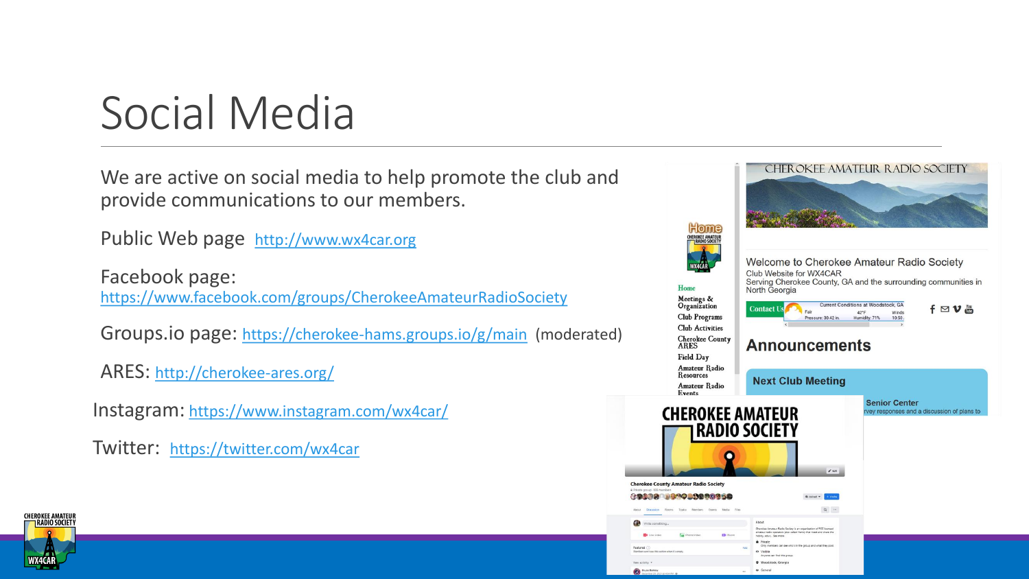# Social Media

We are active on social media to help promote the club and provide communications to our members.

Public Web page http://www.wx4car.org

Facebook page: https://www.facebook.com/groups/CherokeeAmateurRadioSociety

Groups.io page: https://cherokee-hams.groups.io/g/main (moderated)

ARES: http://cherokee-ares.org/

Instagram: https://www.instagram.com/wx4car/

Twitter: https://twitter.com/wx4car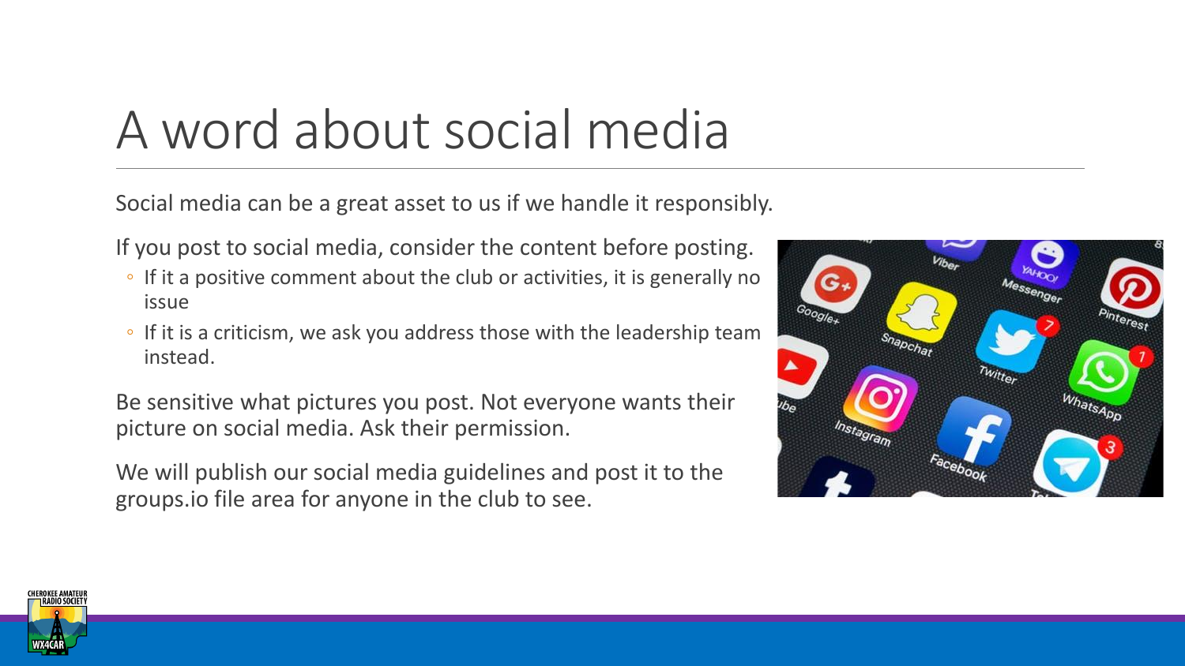# A word about social media

Social media can be a great asset to us if we handle it responsibly.

If you post to social media, consider the content before posting.

- If it a positive comment about the club or activities, it is generally no issue
- If it is a criticism, we ask you address those with the leadership team instead.

Be sensitive what pictures you post. Not everyone wants their picture on social media. Ask their permission.

We will publish our social media guidelines and post it to the groups.io file area for anyone in the club to see.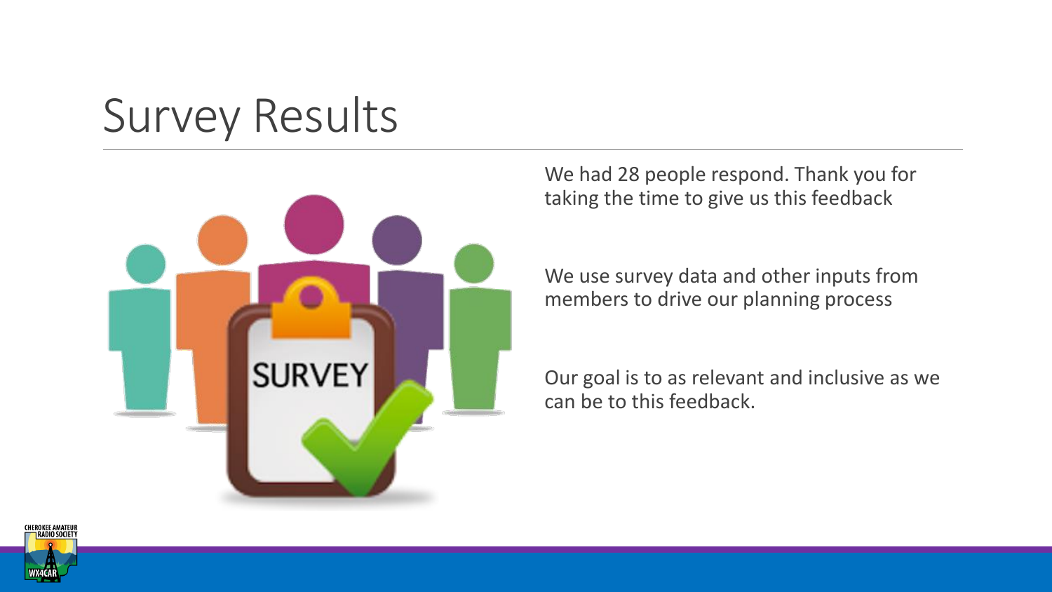# Survey Results

We had 28 people respond. Thank you for taking the time to give us this feedback

We use survey data and other inputs from members to drive our planning process

Our goal is to as relevant and inclusive as we can be to this feedback.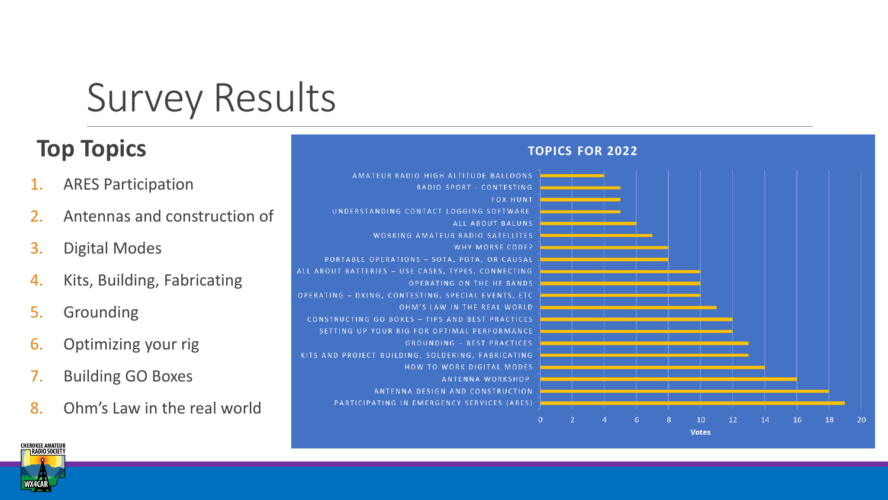# Survey Results

## Top Topics

1. ARES Participation
2. Antennas and construction of
3. Digital Modes
4. Kits, Building, Fabricating
5. Grounding
6. Optimizing your rig
7. Building GO Boxes
8. Ohm's Law in the real world

**TOPICS FOR 2022**

| Topic | Votes |
|---|---|
| AMATEUR RADIO HIGH ALTITUDE BALLOONS | 4 |
| RADIO SPORT - CONTESTING | 5 |
| FOX HUNT | 5 |
| UNDERSTANDING CONTACT LOGGING SOFTWARE | 5 |
| ALL ABOUT BALUNS | 6 |
| WORKING AMATEUR RADIO SATELLITES | 7 |
| WHY MORSE CODE? | 8 |
| PORTABLE OPERATIONS – SOTA, POTA, OR CAUSAL | 8 |
| ALL ABOUT BATTERIES – USE CASES, TYPES, CONNECTING | 10 |
| OPERATING ON THE HF BANDS | 10 |
| OPERATING – DXING, CONTESTING, SPECIAL EVENTS, ETC | 10 |
| OHM'S LAW IN THE REAL WORLD | 11 |
| CONSTRUCTING GO BOXES – TIPS AND BEST PRACTICES | 12 |
| SETTING UP YOUR RIG FOR OPTIMAL PERFORMANCE | 12 |
| GROUNDING – BEST PRACTICES | 13 |
| KITS AND PROJECT BUILDING, SOLDERING, FABRICATING | 13 |
| HOW TO WORK DIGITAL MODES | 14 |
| ANTENNA WORKSHOP | 16 |
| ANTENNA DESIGN AND CONSTRUCTION | 18 |
| PARTICIPATING IN EMERGENCY SERVICES (ARES) | 19 |

CHEROKEE AMATEUR RADIO SOCIETY WX4CAR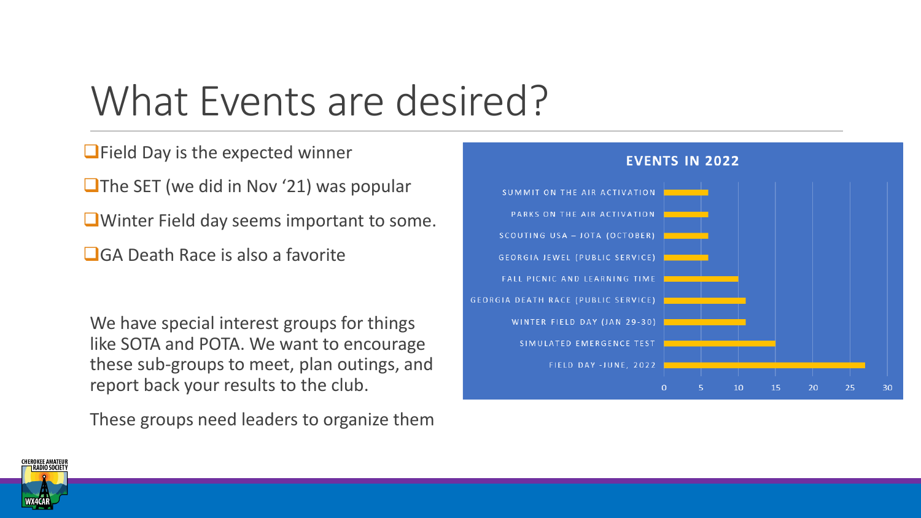# What Events are desired?

- Field Day is the expected winner
- The SET (we did in Nov '21) was popular
- Winter Field day seems important to some.
- GA Death Race is also a favorite

We have special interest groups for things like SOTA and POTA. We want to encourage these sub-groups to meet, plan outings, and report back your results to the club.

These groups need leaders to organize them

**EVENTS IN 2022**

- SUMMIT ON THE AIR ACTIVATION
- PARKS ON THE AIR ACTIVATION
- SCOUTING USA – JOTA (OCTOBER)
- GEORGIA JEWEL (PUBLIC SERVICE)
- FALL PICNIC AND LEARNING TIME
- GEORGIA DEATH RACE (PUBLIC SERVICE)
- WINTER FIELD DAY (JAN 29-30)
- SIMULATED EMERGENCE TEST
- FIELD DAY -JUNE, 2022

0 5 10 15 20 25 30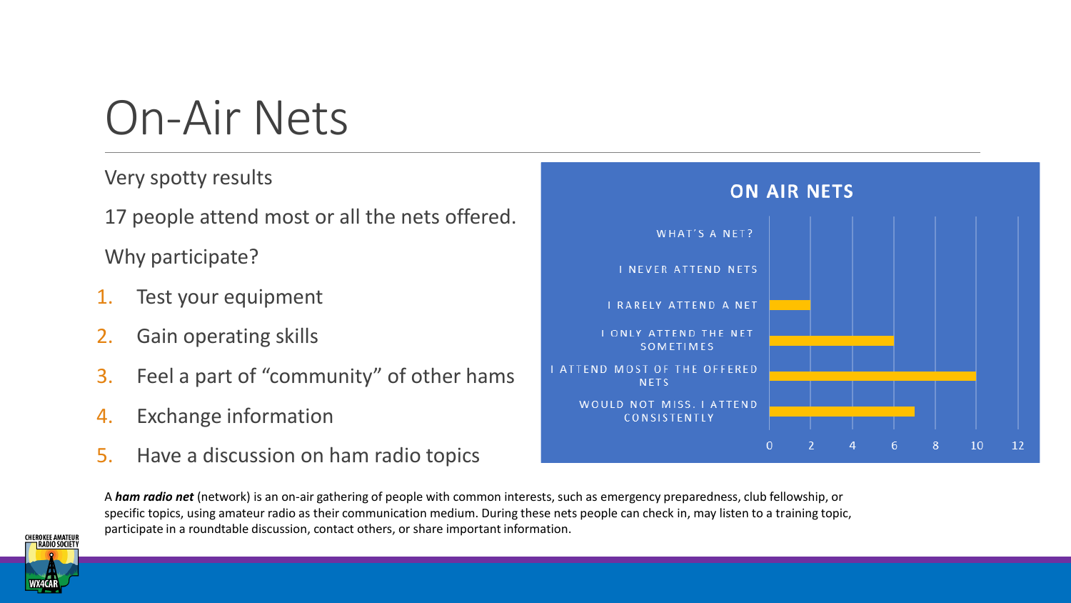# On-Air Nets

Very spotty results

17 people attend most or all the nets offered.

Why participate?

1. Test your equipment
2. Gain operating skills
3. Feel a part of "community" of other hams
4. Exchange information
5. Have a discussion on ham radio topics

**ON AIR NETS**

| Response | Count |
|---|---|
| WHAT'S A NET? | 0 |
| I NEVER ATTEND NETS | 0 |
| I RARELY ATTEND A NET | 2 |
| I ONLY ATTEND THE NET SOMETIMES | 6 |
| I ATTEND MOST OF THE OFFERED NETS | 10 |
| WOULD NOT MISS. I ATTEND CONSISTENTLY | 7 |

A ***ham radio net*** (network) is an on-air gathering of people with common interests, such as emergency preparedness, club fellowship, or specific topics, using amateur radio as their communication medium. During these nets people can check in, may listen to a training topic, participate in a roundtable discussion, contact others, or share important information.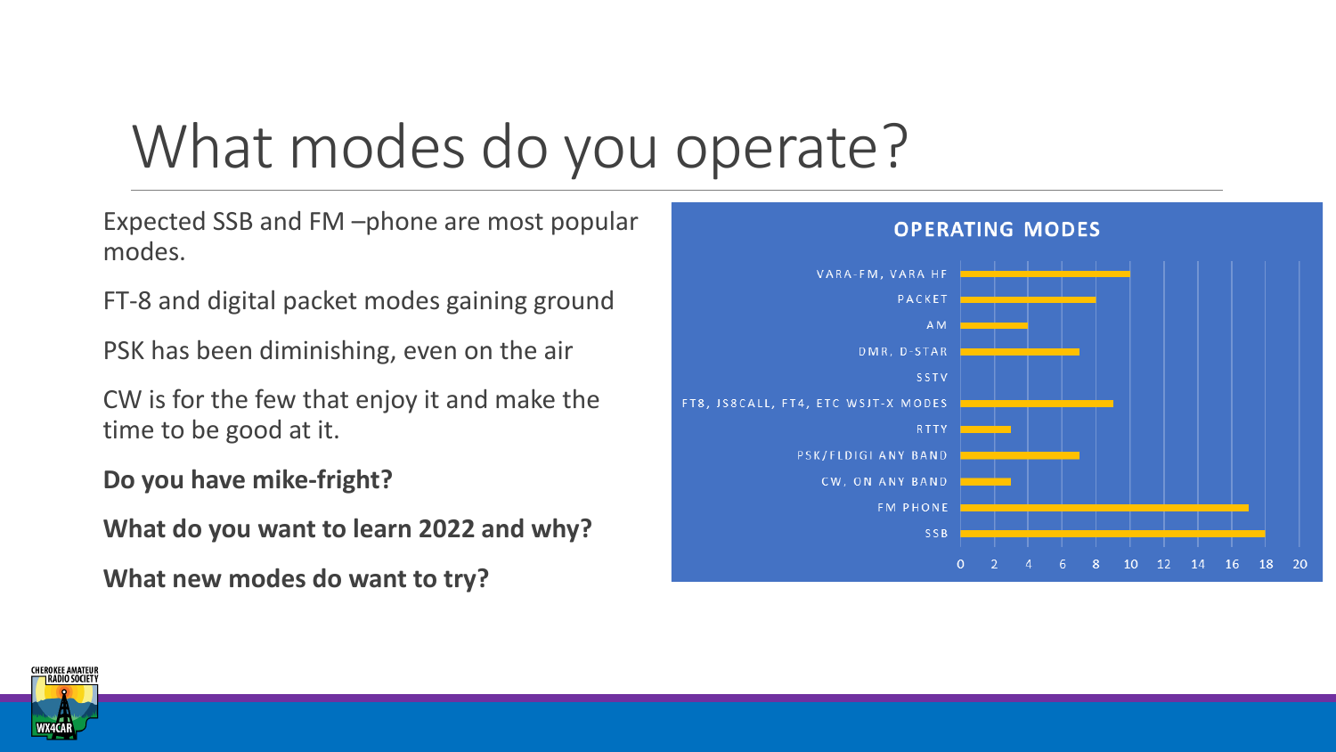# What modes do you operate?

Expected SSB and FM –phone are most popular modes.

FT-8 and digital packet modes gaining ground

PSK has been diminishing, even on the air

CW is for the few that enjoy it and make the time to be good at it.

**Do you have mike-fright?**

**What do you want to learn 2022 and why?**

**What new modes do want to try?**

**OPERATING MODES**

| Mode | Count |
| --- | --- |
| VARA-FM, VARA HF | 10 |
| PACKET | 8 |
| AM | 4 |
| DMR, D-STAR | 7 |
| SSTV | 0 |
| FT8, JS8CALL, FT4, ETC WSJT-X MODES | 9 |
| RTTY | 3 |
| PSK/FLDIGI ANY BAND | 7 |
| CW, ON ANY BAND | 3 |
| FM PHONE | 17 |
| SSB | 18 |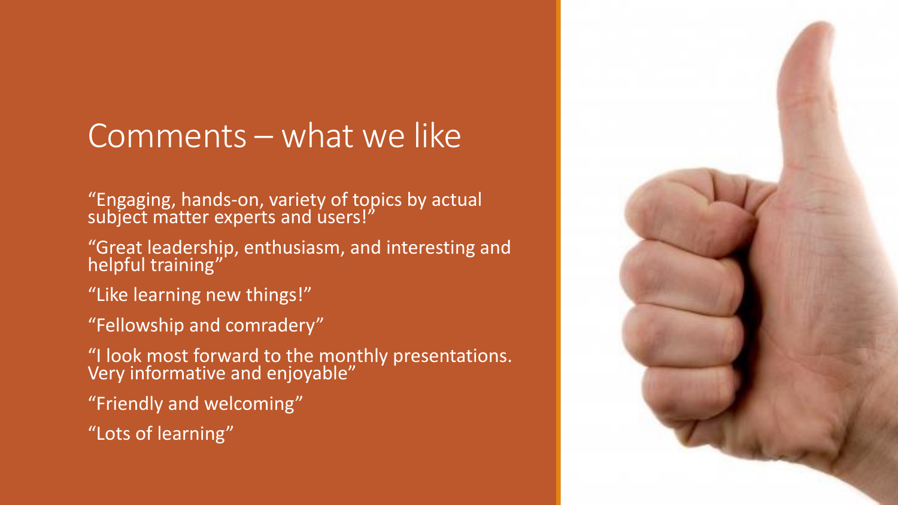# Comments – what we like

"Engaging, hands-on, variety of topics by actual subject matter experts and users!"

"Great leadership, enthusiasm, and interesting and helpful training"

"Like learning new things!"

"Fellowship and comradery"

"I look most forward to the monthly presentations. Very informative and enjoyable"

"Friendly and welcoming"

"Lots of learning"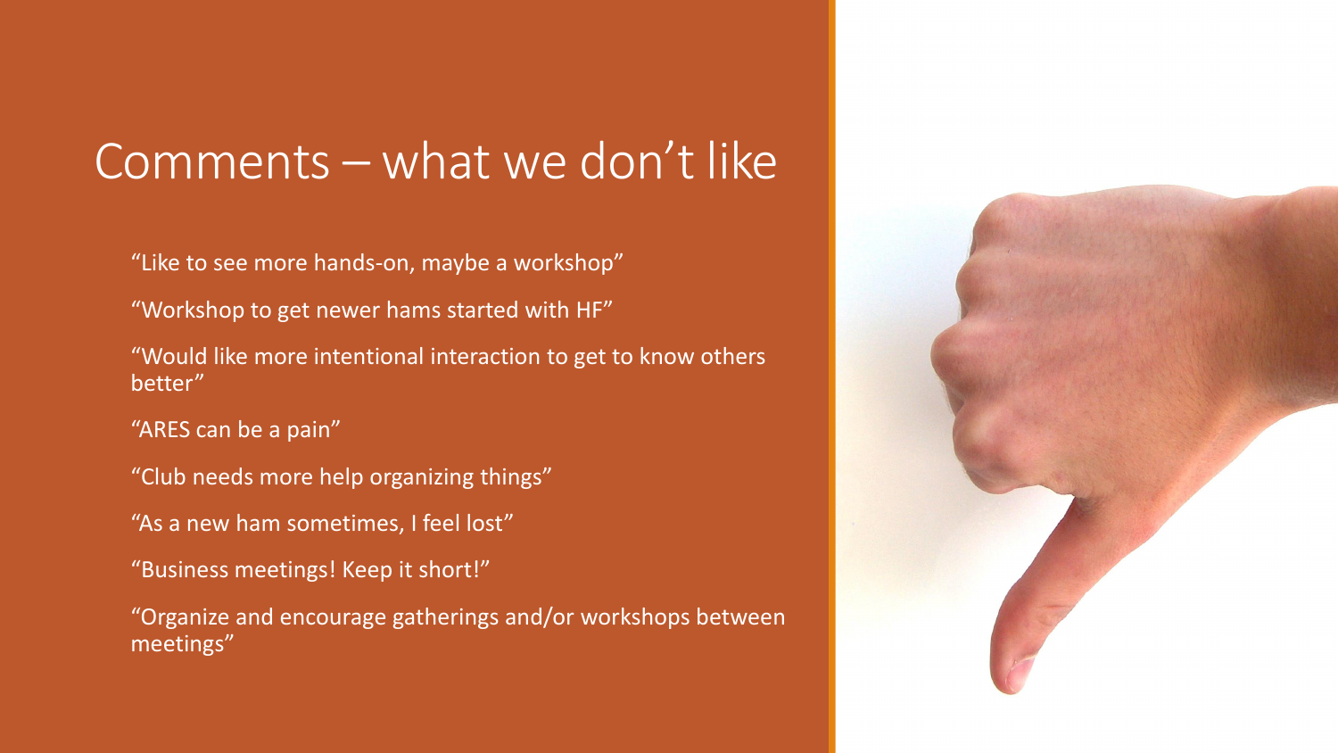# Comments – what we don't like

"Like to see more hands-on, maybe a workshop"

"Workshop to get newer hams started with HF"

"Would like more intentional interaction to get to know others better"

"ARES can be a pain"

"Club needs more help organizing things"

"As a new ham sometimes, I feel lost"

"Business meetings! Keep it short!"

"Organize and encourage gatherings and/or workshops between meetings"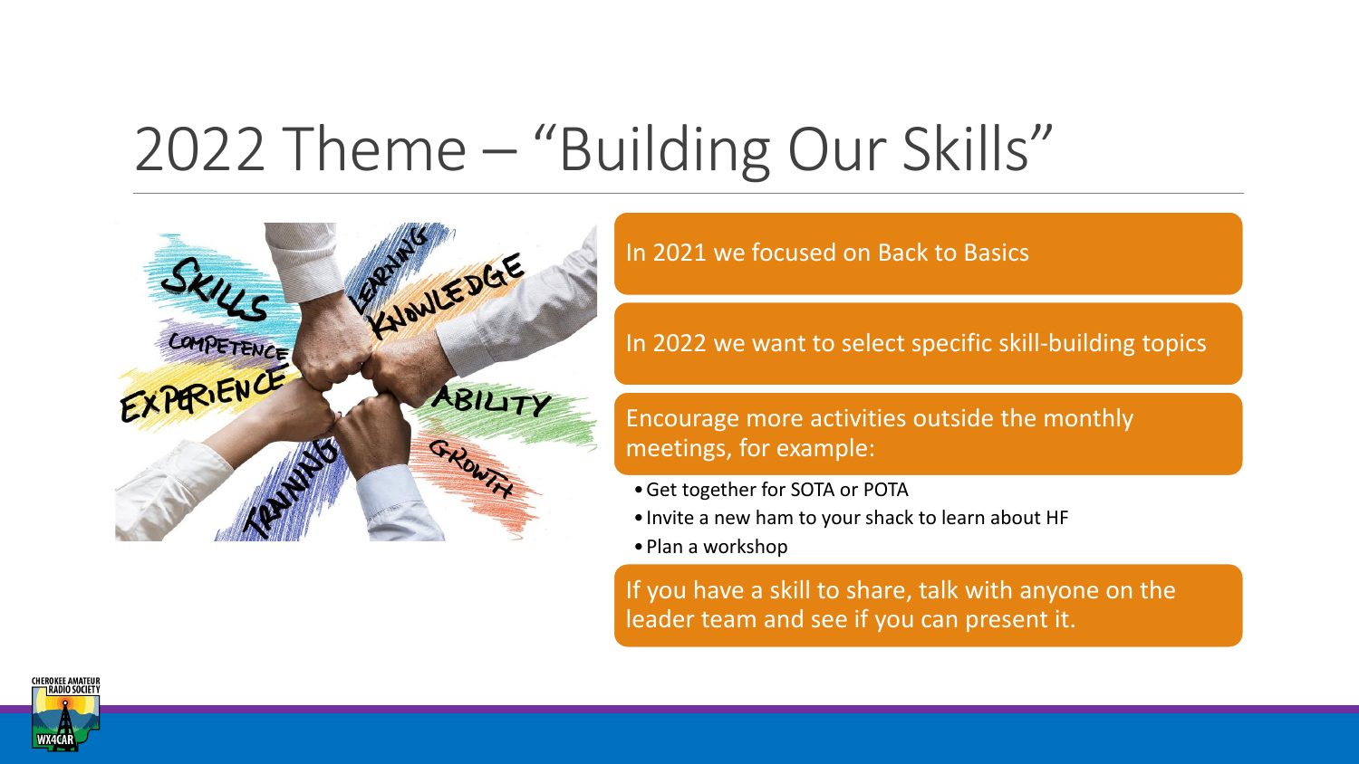# 2022 Theme – “Building Our Skills”

In 2021 we focused on Back to Basics

In 2022 we want to select specific skill-building topics

Encourage more activities outside the monthly meetings, for example:

- Get together for SOTA or POTA
- Invite a new ham to your shack to learn about HF
- Plan a workshop

If you have a skill to share, talk with anyone on the leader team and see if you can present it.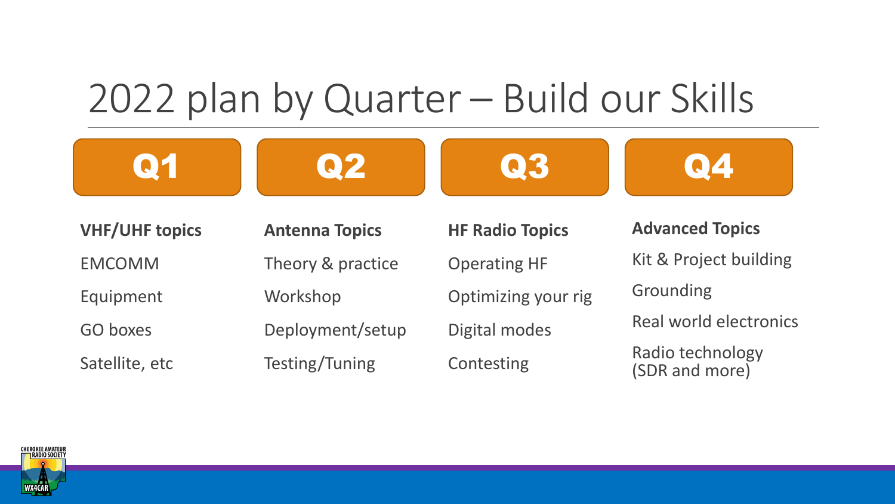# 2022 plan by Quarter – Build our Skills

## Q1

**VHF/UHF topics**

- EMCOMM
- Equipment
- GO boxes
- Satellite, etc

## Q2

**Antenna Topics**

- Theory & practice
- Workshop
- Deployment/setup
- Testing/Tuning

## Q3

**HF Radio Topics**

- Operating HF
- Optimizing your rig
- Digital modes
- Contesting

## Q4

**Advanced Topics**

- Kit & Project building
- Grounding
- Real world electronics
- Radio technology (SDR and more)

CHEROKEE AMATEUR RADIO SOCIETY
WX4CAR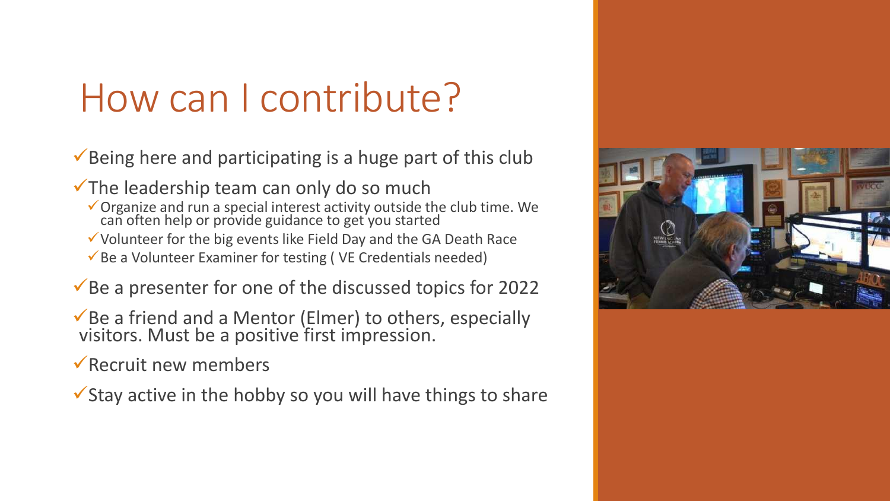# How can I contribute?

- ✓Being here and participating is a huge part of this club
- ✓The leadership team can only do so much
  - ✓Organize and run a special interest activity outside the club time. We can often help or provide guidance to get you started
  - ✓Volunteer for the big events like Field Day and the GA Death Race
  - ✓Be a Volunteer Examiner for testing ( VE Credentials needed)
- ✓Be a presenter for one of the discussed topics for 2022
- ✓Be a friend and a Mentor (Elmer) to others, especially visitors. Must be a positive first impression.
- ✓Recruit new members
- ✓Stay active in the hobby so you will have things to share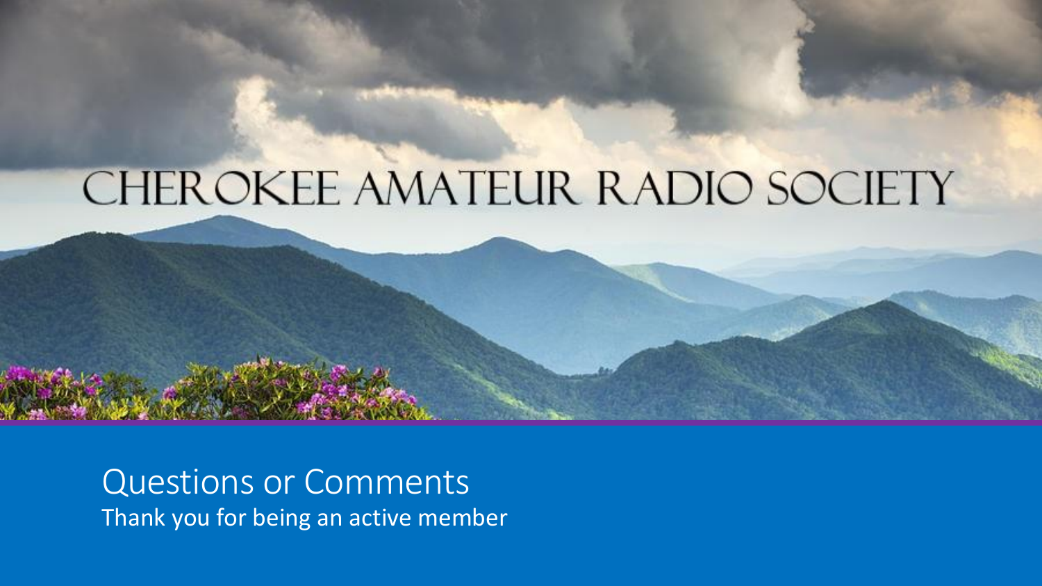# CHEROKEE AMATEUR RADIO SOCIETY

## Questions or Comments

Thank you for being an active member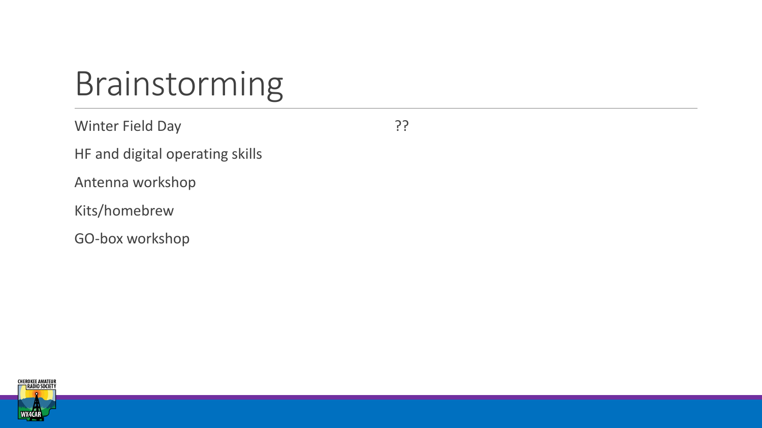# Brainstorming

Winter Field Day

HF and digital operating skills

Antenna workshop

Kits/homebrew

GO-box workshop

??